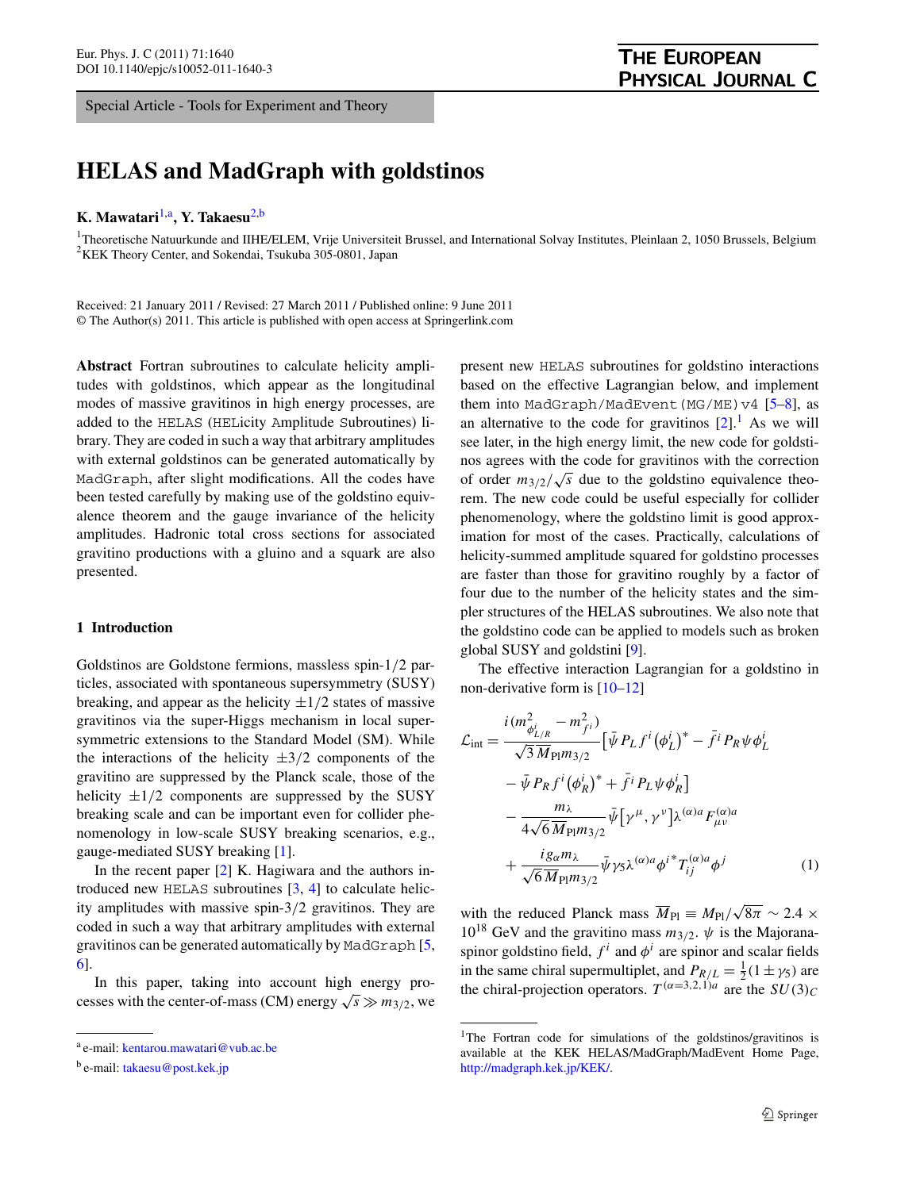Special Article - Tools for Experiment and Theory

# HELAS and MadGraph with goldstinos

**K. Mawatari**[1,a], **Y. Takaesu**[2,b]

[1]Theoretische Natuurkunde and IIHE/ELEM, Vrije Universiteit Brussel, and International Solvay Institutes, Pleinlaan 2, 1050 Brussels, Belgium
[2]KEK Theory Center, and Sokendai, Tsukuba 305-0801, Japan

Received: 21 January 2011 / Revised: 27 March 2011 / Published online: 9 June 2011
© The Author(s) 2011. This article is published with open access at Springerlink.com

**Abstract** Fortran subroutines to calculate helicity amplitudes with goldstinos, which appear as the longitudinal modes of massive gravitinos in high energy processes, are added to the HELAS (HELicity Amplitude Subroutines) library. They are coded in such a way that arbitrary amplitudes with external goldstinos can be generated automatically by MadGraph, after slight modifications. All the codes have been tested carefully by making use of the goldstino equivalence theorem and the gauge invariance of the helicity amplitudes. Hadronic total cross sections for associated gravitino productions with a gluino and a squark are also presented.

## 1 Introduction

Goldstinos are Goldstone fermions, massless spin-1/2 particles, associated with spontaneous supersymmetry (SUSY) breaking, and appear as the helicity $\pm 1/2$ states of massive gravitinos via the super-Higgs mechanism in local supersymmetric extensions to the Standard Model (SM). While the interactions of the helicity $\pm 3/2$ components of the gravitino are suppressed by the Planck scale, those of the helicity $\pm 1/2$ components are suppressed by the SUSY breaking scale and can be important even for collider phenomenology in low-scale SUSY breaking scenarios, e.g., gauge-mediated SUSY breaking [1].

In the recent paper [2] K. Hagiwara and the authors introduced new HELAS subroutines [3, 4] to calculate helicity amplitudes with massive spin-3/2 gravitinos. They are coded in such a way that arbitrary amplitudes with external gravitinos can be generated automatically by MadGraph [5, 6].

In this paper, taking into account high energy processes with the center-of-mass (CM) energy $\sqrt{s} \gg m_{3/2}$, we present new HELAS subroutines for goldstino interactions based on the effective Lagrangian below, and implement them into MadGraph/MadEvent (MG/ME) v4 [5–8], as an alternative to the code for gravitinos [2].[1] As we will see later, in the high energy limit, the new code for goldstinos agrees with the code for gravitinos with the correction of order $m_{3/2}/\sqrt{s}$ due to the goldstino equivalence theorem. The new code could be useful especially for collider phenomenology, where the goldstino limit is good approximation for most of the cases. Practically, calculations of helicity-summed amplitude squared for goldstino processes are faster than those for gravitino roughly by a factor of four due to the number of the helicity states and the simpler structures of the HELAS subroutines. We also note that the goldstino code can be applied to models such as broken global SUSY and goldstini [9].

The effective interaction Lagrangian for a goldstino in non-derivative form is [10–12]

$$
\begin{aligned}
\mathcal{L}_{\rm int} = {} & \frac{i(m^2_{\phi^i_{L/R}} - m^2_{f^i})}{\sqrt{3}\,\overline{M}_{\rm Pl} m_{3/2}} \big[\bar\psi P_L f^i (\phi^i_L)^* - \bar f^i P_R \psi \phi^i_L \\
& - \bar\psi P_R f^i (\phi^i_R)^* + \bar f^i P_L \psi \phi^i_R\big] \\
& - \frac{m_\lambda}{4\sqrt{6}\,\overline{M}_{\rm Pl} m_{3/2}} \bar\psi [\gamma^\mu, \gamma^\nu] \lambda^{(\alpha)a} F^{(\alpha)a}_{\mu\nu} \\
& + \frac{i g_\alpha m_\lambda}{\sqrt{6}\,\overline{M}_{\rm Pl} m_{3/2}} \bar\psi \gamma_5 \lambda^{(\alpha)a} \phi^{i*} T^{(\alpha)a}_{ij} \phi^j
\end{aligned}
\qquad (1)
$$

with the reduced Planck mass $\overline{M}_{\rm Pl} \equiv M_{\rm Pl}/\sqrt{8\pi} \sim 2.4 \times 10^{18}$ GeV and the gravitino mass $m_{3/2}$. $\psi$ is the Majorana-spinor goldstino field, $f^i$ and $\phi^i$ are spinor and scalar fields in the same chiral supermultiplet, and $P_{R/L} = \frac{1}{2}(1 \pm \gamma_5)$ are the chiral-projection operators. $T^{(\alpha=3,2,1)a}$ are the $SU(3)_C$

[a] e-mail: kentarou.mawatari@vub.ac.be
[b] e-mail: takaesu@post.kek.jp

[1] The Fortran code for simulations of the goldstinos/gravitinos is available at the KEK HELAS/MadGraph/MadEvent Home Page, http://madgraph.kek.jp/KEK/.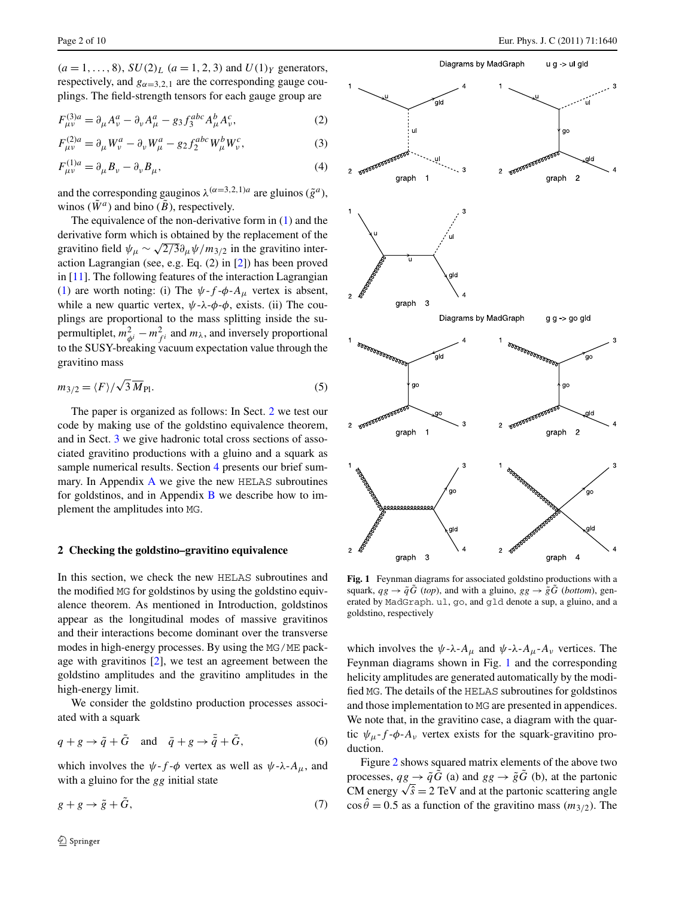$(a = 1, \ldots, 8)$, $SU(2)_L$ $(a = 1, 2, 3)$ and $U(1)_Y$ generators, respectively, and $g_{\alpha=3,2,1}$ are the corresponding gauge couplings. The field-strength tensors for each gauge group are

$$F^{(3)a}_{\mu\nu} = \partial_\mu A^a_\nu - \partial_\nu A^a_\mu - g_3 f_3^{abc} A^b_\mu A^c_\nu, \tag{2}$$

$$F^{(2)a}_{\mu\nu} = \partial_\mu W^a_\nu - \partial_\nu W^a_\mu - g_2 f_2^{abc} W^b_\mu W^c_\nu, \tag{3}$$

$$F^{(1)a}_{\mu\nu} = \partial_\mu B_\nu - \partial_\nu B_\mu, \tag{4}$$

and the corresponding gauginos $\lambda^{(\alpha=3,2,1)a}$ are gluinos ($\tilde{g}^a$), winos ($\tilde{W}^a$) and bino ($\tilde{B}$), respectively.

The equivalence of the non-derivative form in (1) and the derivative form which is obtained by the replacement of the gravitino field $\psi_\mu \sim \sqrt{2/3}\partial_\mu \psi / m_{3/2}$ in the gravitino interaction Lagrangian (see, e.g. Eq. (2) in [2]) has been proved in [11]. The following features of the interaction Lagrangian (1) are worth noting: (i) The $\psi$-$f$-$\phi$-$A_\mu$ vertex is absent, while a new quartic vertex, $\psi$-$\lambda$-$\phi$-$\phi$, exists. (ii) The couplings are proportional to the mass splitting inside the supermultiplet, $m^2_{\phi^i} - m^2_{f^i}$ and $m_\lambda$, and inversely proportional to the SUSY-breaking vacuum expectation value through the gravitino mass

$$m_{3/2} = \langle F \rangle / \sqrt{3}\, \overline{M}_{\rm Pl}. \tag{5}$$

The paper is organized as follows: In Sect. 2 we test our code by making use of the goldstino equivalence theorem, and in Sect. 3 we give hadronic total cross sections of associated gravitino productions with a gluino and a squark as sample numerical results. Section 4 presents our brief summary. In Appendix A we give the new HELAS subroutines for goldstinos, and in Appendix B we describe how to implement the amplitudes into MG.

## 2 Checking the goldstino–gravitino equivalence

In this section, we check the new HELAS subroutines and the modified MG for goldstinos by using the goldstino equivalence theorem. As mentioned in Introduction, goldstinos appear as the longitudinal modes of massive gravitinos and their interactions become dominant over the transverse modes in high-energy processes. By using the MG/ME package with gravitinos [2], we test an agreement between the goldstino amplitudes and the gravitino amplitudes in the high-energy limit.

We consider the goldstino production processes associated with a squark

$$q + g \to \tilde{q} + \tilde{G} \quad \text{and} \quad \bar{q} + g \to \bar{\tilde{q}} + \tilde{G}, \tag{6}$$

which involves the $\psi$-$f$-$\phi$ vertex as well as $\psi$-$\lambda$-$A_\mu$, and with a gluino for the $gg$ initial state

$$g + g \to \tilde{g} + \tilde{G}, \tag{7}$$

Diagrams by MadGraph u g -> ul gld

1 u 4 gld ul 2 ul 3 graph 1

1 u 3 ul go 2 gld 4 graph 2

1 u 3 ul u 2 gld 4 graph 3

Diagrams by MadGraph g g -> go gld

1 4 gld go 2 go 3 graph 1

1 3 go go 2 gld 4 graph 2

1 3 go 2 gld 4 graph 3

1 3 go 2 gld 4 graph 4

**Fig. 1** Feynman diagrams for associated goldstino productions with a squark, $qg \to \tilde{q}\tilde{G}$ (*top*), and with a gluino, $gg \to \tilde{g}\tilde{G}$ (*bottom*), generated by MadGraph. ul, go, and gld denote a sup, a gluino, and a goldstino, respectively

which involves the $\psi$-$\lambda$-$A_\mu$ and $\psi$-$\lambda$-$A_\mu$-$A_\nu$ vertices. The Feynman diagrams shown in Fig. 1 and the corresponding helicity amplitudes are generated automatically by the modified MG. The details of the HELAS subroutines for goldstinos and those implementation to MG are presented in appendices. We note that, in the gravitino case, a diagram with the quartic $\psi_\mu$-$f$-$\phi$-$A_\nu$ vertex exists for the squark-gravitino production.

Figure 2 shows squared matrix elements of the above two processes, $qg \to \tilde{q}\tilde{G}$ (a) and $gg \to \tilde{g}\tilde{G}$ (b), at the partonic CM energy $\sqrt{\hat{s}} = 2$ TeV and at the partonic scattering angle $\cos\hat{\theta} = 0.5$ as a function of the gravitino mass ($m_{3/2}$). The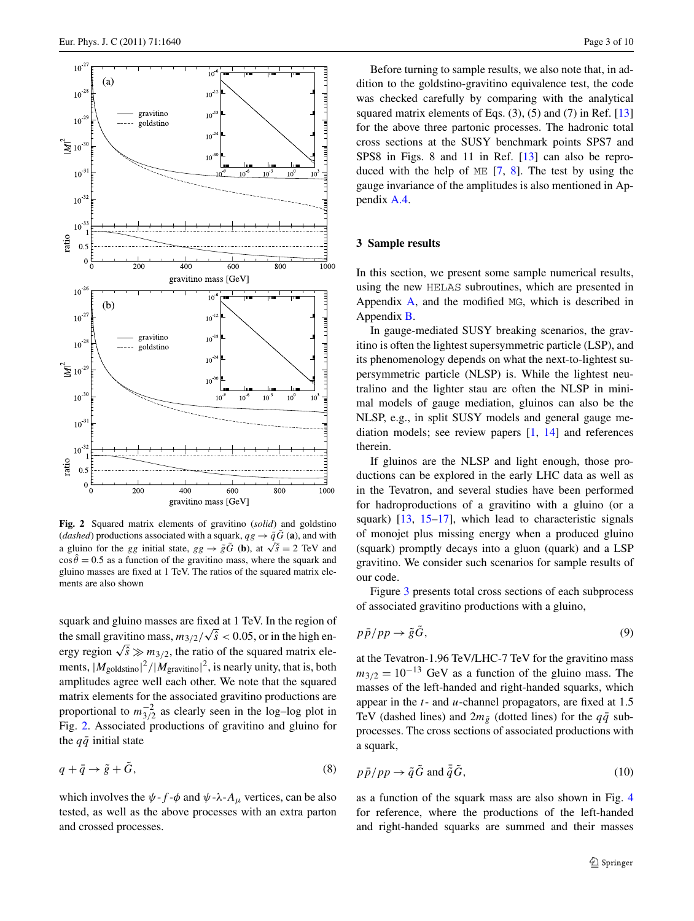(a)

gravitino

goldstino

$|M|^2$

ratio

gravitino mass [GeV]

(b)

gravitino

goldstino

$|M|^2$

ratio

gravitino mass [GeV]

**Fig. 2** Squared matrix elements of gravitino (*solid*) and goldstino (*dashed*) productions associated with a squark, $qg \to \tilde{q}\tilde{G}$ (**a**), and with a gluino for the $gg$ initial state, $gg \to \tilde{g}\tilde{G}$ (**b**), at $\sqrt{\hat{s}} = 2$ TeV and $\cos\hat{\theta} = 0.5$ as a function of the gravitino mass, where the squark and gluino masses are fixed at 1 TeV. The ratios of the squared matrix elements are also shown

squark and gluino masses are fixed at 1 TeV. In the region of the small gravitino mass, $m_{3/2}/\sqrt{\hat{s}} < 0.05$, or in the high energy region $\sqrt{\hat{s}} \gg m_{3/2}$, the ratio of the squared matrix elements, $|M_{\text{goldstino}}|^2/|M_{\text{gravitino}}|^2$, is nearly unity, that is, both amplitudes agree well each other. We note that the squared matrix elements for the associated gravitino productions are proportional to $m_{3/2}^{-2}$ as clearly seen in the log–log plot in Fig. 2. Associated productions of gravitino and gluino for the $q\bar{q}$ initial state

$$q + \bar{q} \to \tilde{g} + \tilde{G}, \tag{8}$$

which involves the $\psi$-$f$-$\phi$ and $\psi$-$\lambda$-$A_\mu$ vertices, can be also tested, as well as the above processes with an extra parton and crossed processes.

Before turning to sample results, we also note that, in addition to the goldstino-gravitino equivalence test, the code was checked carefully by comparing with the analytical squared matrix elements of Eqs. (3), (5) and (7) in Ref. [13] for the above three partonic processes. The hadronic total cross sections at the SUSY benchmark points SPS7 and SPS8 in Figs. 8 and 11 in Ref. [13] can also be reproduced with the help of ME [7, 8]. The test by using the gauge invariance of the amplitudes is also mentioned in Appendix A.4.

## 3 Sample results

In this section, we present some sample numerical results, using the new HELAS subroutines, which are presented in Appendix A, and the modified MG, which is described in Appendix B.

In gauge-mediated SUSY breaking scenarios, the gravitino is often the lightest supersymmetric particle (LSP), and its phenomenology depends on what the next-to-lightest supersymmetric particle (NLSP) is. While the lightest neutralino and the lighter stau are often the NLSP in minimal models of gauge mediation, gluinos can also be the NLSP, e.g., in split SUSY models and general gauge mediation models; see review papers [1, 14] and references therein.

If gluinos are the NLSP and light enough, those productions can be explored in the early LHC data as well as in the Tevatron, and several studies have been performed for hadroproductions of a gravitino with a gluino (or a squark) [13, 15–17], which lead to characteristic signals of monojet plus missing energy when a produced gluino (squark) promptly decays into a gluon (quark) and a LSP gravitino. We consider such scenarios for sample results of our code.

Figure 3 presents total cross sections of each subprocess of associated gravitino productions with a gluino,

$$p\bar{p}/pp \to \tilde{g}\tilde{G}, \tag{9}$$

at the Tevatron-1.96 TeV/LHC-7 TeV for the gravitino mass $m_{3/2} = 10^{-13}$ GeV as a function of the gluino mass. The masses of the left-handed and right-handed squarks, which appear in the $t$- and $u$-channel propagators, are fixed at 1.5 TeV (dashed lines) and $2m_{\tilde{g}}$ (dotted lines) for the $q\bar{q}$ subprocesses. The cross sections of associated productions with a squark,

$$p\bar{p}/pp \to \tilde{q}\tilde{G} \text{ and } \bar{\tilde{q}}\tilde{G}, \tag{10}$$

as a function of the squark mass are also shown in Fig. 4 for reference, where the productions of the left-handed and right-handed squarks are summed and their masses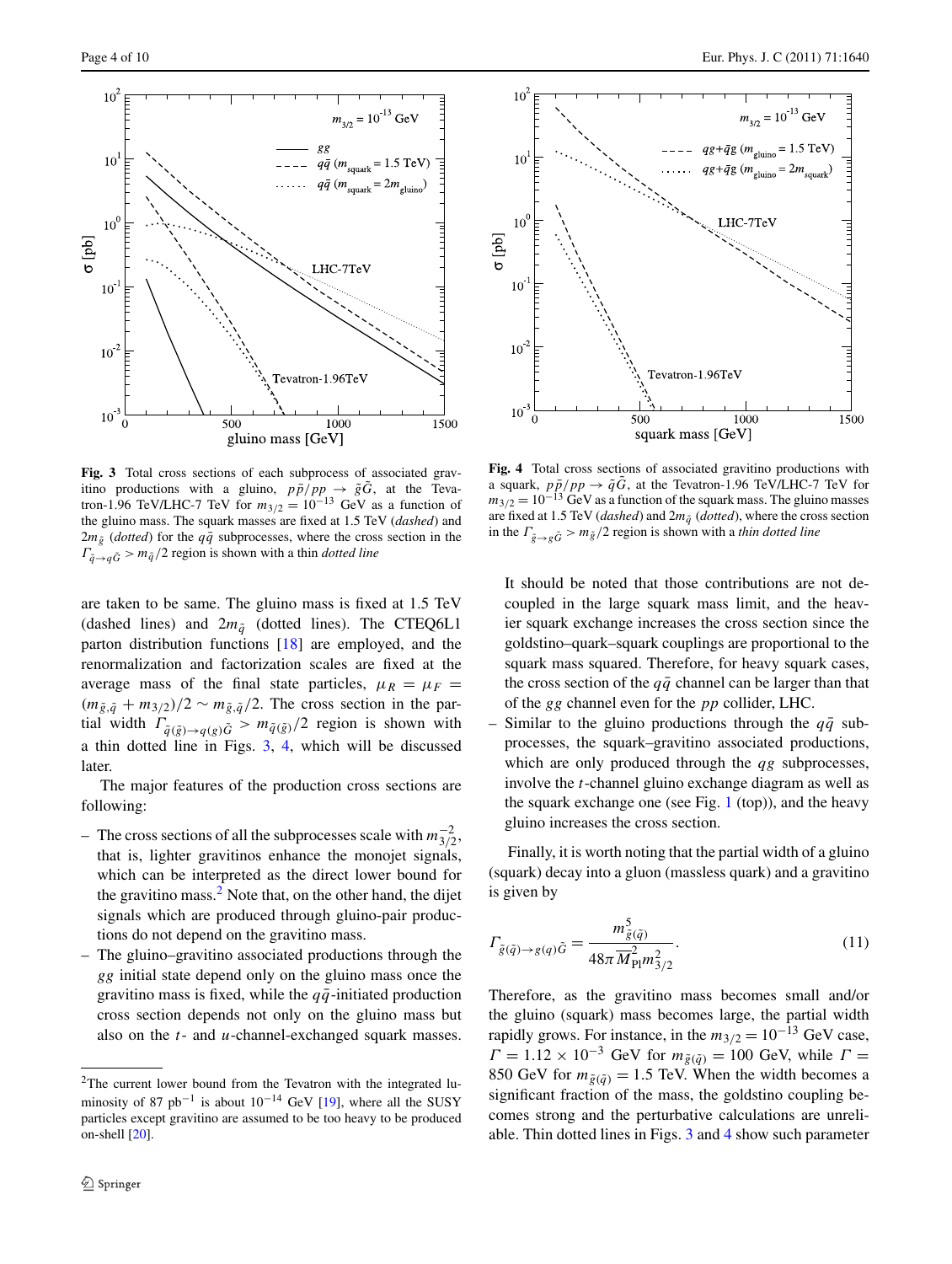$m_{3/2} = 10^{-13}$ GeV

gg

$q\bar{q}$ ($m_{\rm squark} = 1.5$ TeV)

$q\bar{q}$ ($m_{\rm squark} = 2m_{\rm gluino}$)

LHC-7TeV

Tevatron-1.96TeV

σ [pb]

gluino mass [GeV]

**Fig. 3** Total cross sections of each subprocess of associated gravitino productions with a gluino, $p\bar{p}/pp \to \tilde{g}\tilde{G}$, at the Tevatron-1.96 TeV/LHC-7 TeV for $m_{3/2} = 10^{-13}$ GeV as a function of the gluino mass. The squark masses are fixed at 1.5 TeV (*dashed*) and $2m_{\tilde{g}}$ (*dotted*) for the $q\bar{q}$ subprocesses, where the cross section in the $\Gamma_{\tilde{q}\to q\tilde{G}} > m_{\tilde{q}}/2$ region is shown with a thin *dotted line*

$m_{3/2} = 10^{-13}$ GeV

$qg+\bar{q}g$ ($m_{\rm gluino} = 1.5$ TeV)

$qg+\bar{q}g$ ($m_{\rm gluino} = 2m_{\rm squark}$)

LHC-7TeV

Tevatron-1.96TeV

σ [pb]

squark mass [GeV]

**Fig. 4** Total cross sections of associated gravitino productions with a squark, $p\bar{p}/pp \to \tilde{q}\tilde{G}$, at the Tevatron-1.96 TeV/LHC-7 TeV for $m_{3/2} = 10^{-13}$ GeV as a function of the squark mass. The gluino masses are fixed at 1.5 TeV (*dashed*) and $2m_{\tilde{q}}$ (*dotted*), where the cross section in the $\Gamma_{\tilde{g}\to g\tilde{G}} > m_{\tilde{g}}/2$ region is shown with a *thin dotted line*

are taken to be same. The gluino mass is fixed at 1.5 TeV (dashed lines) and $2m_{\tilde{q}}$ (dotted lines). The CTEQ6L1 parton distribution functions [18] are employed, and the renormalization and factorization scales are fixed at the average mass of the final state particles, $\mu_R = \mu_F = (m_{\tilde{g},\tilde{q}} + m_{3/2})/2 \sim m_{\tilde{g},\tilde{q}}/2$. The cross section in the partial width $\Gamma_{\tilde{q}(\tilde{g})\to q(g)\tilde{G}} > m_{\tilde{q}(\tilde{g})}/2$ region is shown with a thin dotted line in Figs. 3, 4, which will be discussed later.

The major features of the production cross sections are following:

- The cross sections of all the subprocesses scale with $m_{3/2}^{-2}$, that is, lighter gravitinos enhance the monojet signals, which can be interpreted as the direct lower bound for the gravitino mass.[2] Note that, on the other hand, the dijet signals which are produced through gluino-pair productions do not depend on the gravitino mass.
- The gluino–gravitino associated productions through the $gg$ initial state depend only on the gluino mass once the gravitino mass is fixed, while the $q\bar{q}$-initiated production cross section depends not only on the gluino but also on the $t$- and $u$-channel-exchanged squark masses. It should be noted that those contributions are not decoupled in the large squark mass limit, and the heavier squark exchange increases the cross section since the goldstino–quark–squark couplings are proportional to the squark mass squared. Therefore, for heavy squark cases, the cross section of the $q\bar{q}$ channel can be larger than that of the $gg$ channel even for the $pp$ collider, LHC.
- Similar to the gluino productions through the $q\bar{q}$ subprocesses, the squark–gravitino associated productions, which are only produced through the $qg$ subprocesses, involve the $t$-channel gluino exchange diagram as well as the squark exchange one (see Fig. 1 (top)), and the heavy gluino increases the cross section.

Finally, it is worth noting that the partial width of a gluino (squark) decay into a gluon (massless quark) and a gravitino is given by

$$\Gamma_{\tilde{g}(\tilde{q})\to g(q)\tilde{G}} = \frac{m^5_{\tilde{g}(\tilde{q})}}{48\pi \overline{M}^2_{\rm Pl} m^2_{3/2}}. \tag{11}$$

Therefore, as the gravitino mass becomes small and/or the gluino (squark) mass becomes large, the partial width rapidly grows. For instance, in the $m_{3/2} = 10^{-13}$ GeV case, $\Gamma = 1.12 \times 10^{-3}$ GeV for $m_{\tilde{g}(\tilde{q})} = 100$ GeV, while $\Gamma = 850$ GeV for $m_{\tilde{g}(\tilde{q})} = 1.5$ TeV. When the width becomes a significant fraction of the mass, the goldstino coupling becomes strong and the perturbative calculations are unreliable. Thin dotted lines in Figs. 3 and 4 show such parameter

---

[2] The current lower bound from the Tevatron with the integrated luminosity of 87 pb$^{-1}$ is about $10^{-14}$ GeV [19], where all the SUSY particles except gravitino are assumed to be too heavy to be produced on-shell [20].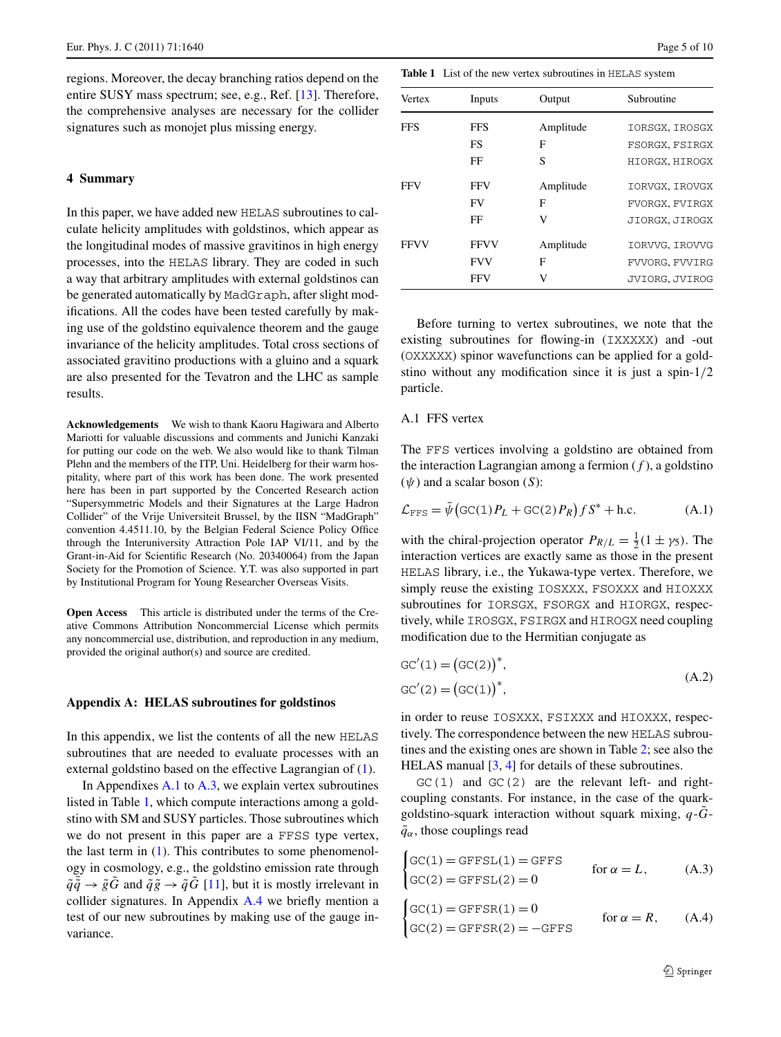regions. Moreover, the decay branching ratios depend on the entire SUSY mass spectrum; see, e.g., Ref. [13]. Therefore, the comprehensive analyses are necessary for the collider signatures such as monojet plus missing energy.

## 4 Summary

In this paper, we have added new HELAS subroutines to calculate helicity amplitudes with goldstinos, which appear as the longitudinal modes of massive gravitinos in high energy processes, into the HELAS library. They are coded in such a way that arbitrary amplitudes with external goldstinos can be generated automatically by MadGraph, after slight modifications. All the codes have been tested carefully by making use of the goldstino equivalence theorem and the gauge invariance of the helicity amplitudes. Total cross sections of associated gravitino productions with a gluino and a squark are also presented for the Tevatron and the LHC as sample results.

**Acknowledgements** We wish to thank Kaoru Hagiwara and Alberto Mariotti for valuable discussions and comments and Junichi Kanzaki for putting our code on the web. We also would like to thank Tilman Plehn and the members of the ITP, Uni. Heidelberg for their warm hospitality, where part of this work has been done. The work presented here has been in part supported by the Concerted Research action "Supersymmetric Models and their Signatures at the Large Hadron Collider" of the Vrije Universiteit Brussel, by the IISN "MadGraph" convention 4.4511.10, by the Belgian Federal Science Policy Office through the Interuniversity Attraction Pole IAP VI/11, and by the Grant-in-Aid for Scientific Research (No. 20340064) from the Japan Society for the Promotion of Science. Y.T. was also supported in part by Institutional Program for Young Researcher Overseas Visits.

**Open Access** This article is distributed under the terms of the Creative Commons Attribution Noncommercial License which permits any noncommercial use, distribution, and reproduction in any medium, provided the original author(s) and source are credited.

## Appendix A: HELAS subroutines for goldstinos

In this appendix, we list the contents of all the new HELAS subroutines that are needed to evaluate processes with an external goldstino based on the effective Lagrangian of (1).

In Appendixes A.1 to A.3, we explain vertex subroutines listed in Table 1, which compute interactions among a goldstino with SM and SUSY particles. Those subroutines which we do not present in this paper are a FFSS type vertex, the last term in (1). This contributes to some phenomenology in cosmology, e.g., the goldstino emission rate through $\tilde{q}\bar{\tilde{q}} \to \tilde{g}\tilde{G}$ and $\tilde{q}\tilde{g} \to \tilde{q}\tilde{G}$ [11], but it is mostly irrelevant in collider signatures. In Appendix A.4 we briefly mention a test of our new subroutines by making use of the gauge invariance.

**Table 1** List of the new vertex subroutines in HELAS system

| Vertex | Inputs | Output | Subroutine |
|---|---|---|---|
| FFS | FFS | Amplitude | IORSGX, IROSGX |
| | FS | F | FSORGX, FSIRGX |
| | FF | S | HIORGX, HIROGX |
| FFV | FFV | Amplitude | IORVGX, IROVGX |
| | FV | F | FVORGX, FVIRGX |
| | FF | V | JIORGX, JIROGX |
| FFVV | FFVV | Amplitude | IORVVG, IROVVG |
| | FVV | F | FVVORG, FVVIRG |
| | FFV | V | JVIORG, JVIROG |

Before turning to vertex subroutines, we note that the existing subroutines for flowing-in (IXXXXX) and -out (OXXXXX) spinor wavefunctions can be applied for a goldstino without any modification since it is just a spin-1/2 particle.

### A.1 FFS vertex

The FFS vertices involving a goldstino are obtained from the interaction Lagrangian among a fermion ($f$), a goldstino ($\psi$) and a scalar boson ($S$):

$$\mathcal{L}_{\text{FFS}} = \bar{\psi}\big(\text{GC}(1)P_L + \text{GC}(2)P_R\big) f S^* + \text{h.c.} \tag{A.1}$$

with the chiral-projection operator $P_{R/L} = \frac{1}{2}(1 \pm \gamma_5)$. The interaction vertices are exactly same as those in the present HELAS library, i.e., the Yukawa-type vertex. Therefore, we simply reuse the existing IOSXXX, FSOXXX and HIOXXX subroutines for IORSGX, FSORGX and HIORGX, respectively, while IROSGX, FSIRGX and HIROGX need coupling modification due to the Hermitian conjugate as

$$\begin{aligned} \text{GC}'(1) &= \big(\text{GC}(2)\big)^*, \\ \text{GC}'(2) &= \big(\text{GC}(1)\big)^*, \end{aligned} \tag{A.2}$$

in order to reuse IOSXXX, FSIXXX and HIOXXX, respectively. The correspondence between the new HELAS subroutines and the existing ones are shown in Table 2; see also the HELAS manual [3, 4] for details of these subroutines.

GC(1) and GC(2) are the relevant left- and right-coupling constants. For instance, in the case of the quark-goldstino-squark interaction without squark mixing, $q$-$\tilde{G}$-$\tilde{q}_\alpha$, those couplings read

$$\begin{cases} \text{GC}(1) = \text{GFFSL}(1) = \text{GFFS} \\ \text{GC}(2) = \text{GFFSL}(2) = 0 \end{cases} \quad \text{for } \alpha = L, \tag{A.3}$$

$$\begin{cases} \text{GC}(1) = \text{GFFSR}(1) = 0 \\ \text{GC}(2) = \text{GFFSR}(2) = -\text{GFFS} \end{cases} \quad \text{for } \alpha = R, \tag{A.4}$$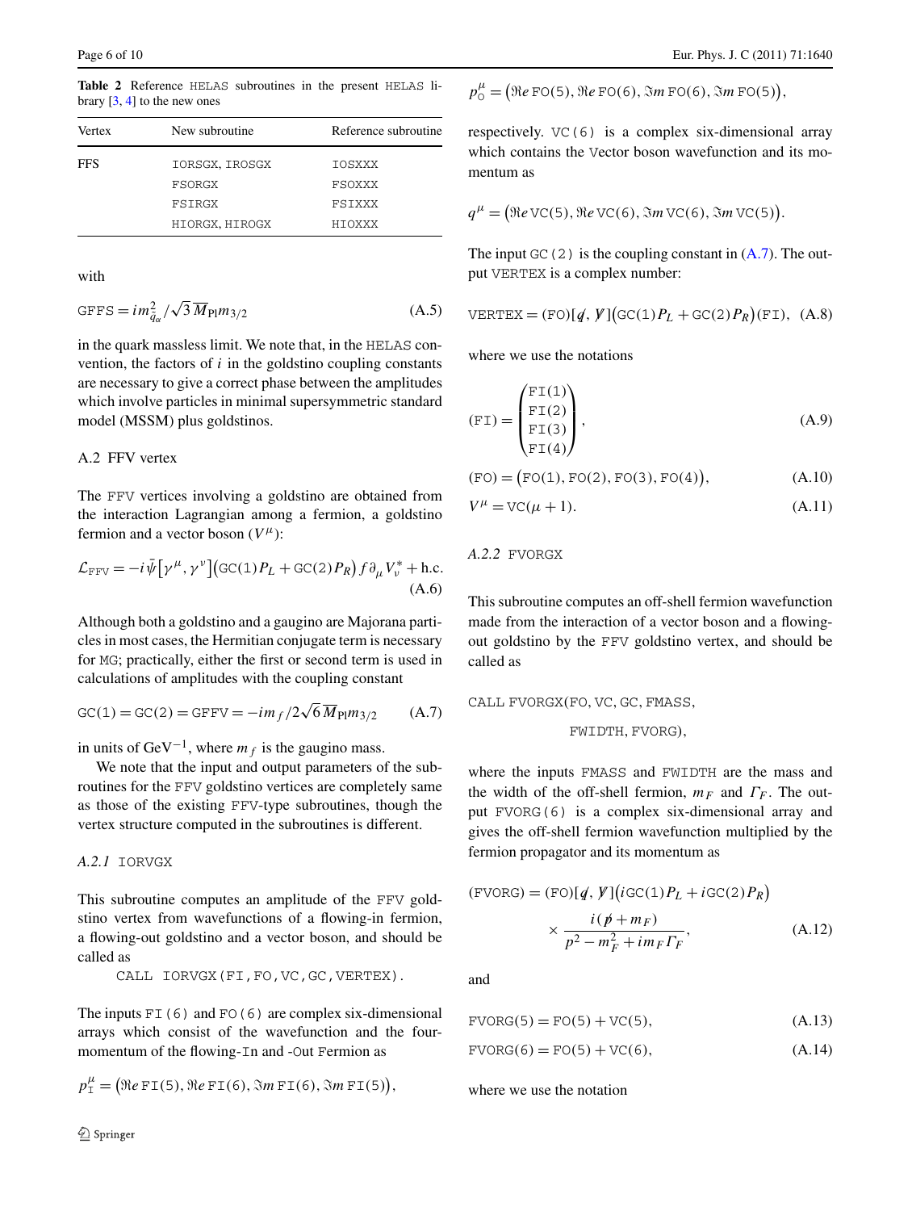**Table 2** Reference HELAS subroutines in the present HELAS library [3, 4] to the new ones

| Vertex | New subroutine | Reference subroutine |
|---|---|---|
| FFS | IORSGX, IROSGX | IOSXXX |
| | FSORGX | FSOXXX |
| | FSIRGX | FSIXXX |
| | HIORGX, HIROGX | HIOXXX |

with

$$\text{GFFS} = i m_{\tilde{q}_\alpha}^2 / \sqrt{3}\, \overline{M}_{\text{Pl}} m_{3/2} \tag{A.5}$$

in the quark massless limit. We note that, in the HELAS convention, the factors of $i$ in the goldstino coupling constants are necessary to give a correct phase between the amplitudes which involve particles in minimal supersymmetric standard model (MSSM) plus goldstinos.

## A.2 FFV vertex

The FFV vertices involving a goldstino are obtained from the interaction Lagrangian among a fermion, a goldstino fermion and a vector boson ($V^\mu$):

$$\mathcal{L}_{\text{FFV}} = -i \bar{\psi} \left[ \gamma^\mu, \gamma^\nu \right] \left( \text{GC(1)} P_L + \text{GC(2)} P_R \right) f \partial_\mu V_\nu^* + \text{h.c.} \tag{A.6}$$

Although both a goldstino and a gaugino are Majorana particles in most cases, the Hermitian conjugate term is necessary for MG; practically, either the first or second term is used in calculations of amplitudes with the coupling constant

$$\text{GC(1)} = \text{GC(2)} = \text{GFFV} = -i m_f / 2\sqrt{6}\, \overline{M}_{\text{Pl}} m_{3/2} \tag{A.7}$$

in units of $\text{GeV}^{-1}$, where $m_f$ is the gaugino mass.

We note that the input and output parameters of the subroutines for the FFV goldstino vertices are completely same as those of the existing FFV-type subroutines, though the vertex structure computed in the subroutines is different.

### *A.2.1* IORVGX

This subroutine computes an amplitude of the FFV goldstino vertex from wavefunctions of a flowing-in fermion, a flowing-out goldstino and a vector boson, and should be called as

```
CALL IORVGX(FI,FO,VC,GC,VERTEX).
```

The inputs FI(6) and FO(6) are complex six-dimensional arrays which consist of the wavefunction and the four-momentum of the flowing-In and -Out Fermion as

$$p_{\text{I}}^\mu = \left( \Re e\, \text{FI(5)}, \Re e\, \text{FI(6)}, \Im m\, \text{FI(6)}, \Im m\, \text{FI(5)} \right),$$

$$p_{\text{O}}^\mu = \left( \Re e\, \text{FO(5)}, \Re e\, \text{FO(6)}, \Im m\, \text{FO(6)}, \Im m\, \text{FO(5)} \right),$$

respectively. VC(6) is a complex six-dimensional array which contains the Vector boson wavefunction and its momentum as

$$q^\mu = \left( \Re e\, \text{VC(5)}, \Re e\, \text{VC(6)}, \Im m\, \text{VC(6)}, \Im m\, \text{VC(5)} \right).$$

The input GC(2) is the coupling constant in (A.7). The output VERTEX is a complex number:

$$\text{VERTEX} = (\text{FO}) [\not{q}, \not{V}] \left( \text{GC(1)} P_L + \text{GC(2)} P_R \right) (\text{FI}), \tag{A.8}$$

where we use the notations

$$(\text{FI}) = \begin{pmatrix} \text{FI(1)} \\ \text{FI(2)} \\ \text{FI(3)} \\ \text{FI(4)} \end{pmatrix}, \tag{A.9}$$

$$(\text{FO}) = \left( \text{FO(1)}, \text{FO(2)}, \text{FO(3)}, \text{FO(4)} \right), \tag{A.10}$$

$$V^\mu = \text{VC}(\mu + 1). \tag{A.11}$$

### *A.2.2* FVORGX

This subroutine computes an off-shell fermion wavefunction made from the interaction of a vector boson and a flowing-out goldstino by the FFV goldstino vertex, and should be called as

```
CALL FVORGX(FO, VC, GC, FMASS,
            FWIDTH, FVORG),
```

where the inputs FMASS and FWIDTH are the mass and the width of the off-shell fermion, $m_F$ and $\Gamma_F$. The output FVORG(6) is a complex six-dimensional array and gives the off-shell fermion wavefunction multiplied by the fermion propagator and its momentum as

$$\begin{aligned} (\text{FVORG}) = {} & (\text{FO}) [\not{q}, \not{V}] \left( i\text{GC(1)} P_L + i\text{GC(2)} P_R \right) \\ & \times \frac{i(\not{p} + m_F)}{p^2 - m_F^2 + i m_F \Gamma_F}, \end{aligned} \tag{A.12}$$

and

$$\text{FVORG(5)} = \text{FO(5)} + \text{VC(5)}, \tag{A.13}$$

$$\text{FVORG(6)} = \text{FO(6)} + \text{VC(6)}, \tag{A.14}$$

where we use the notation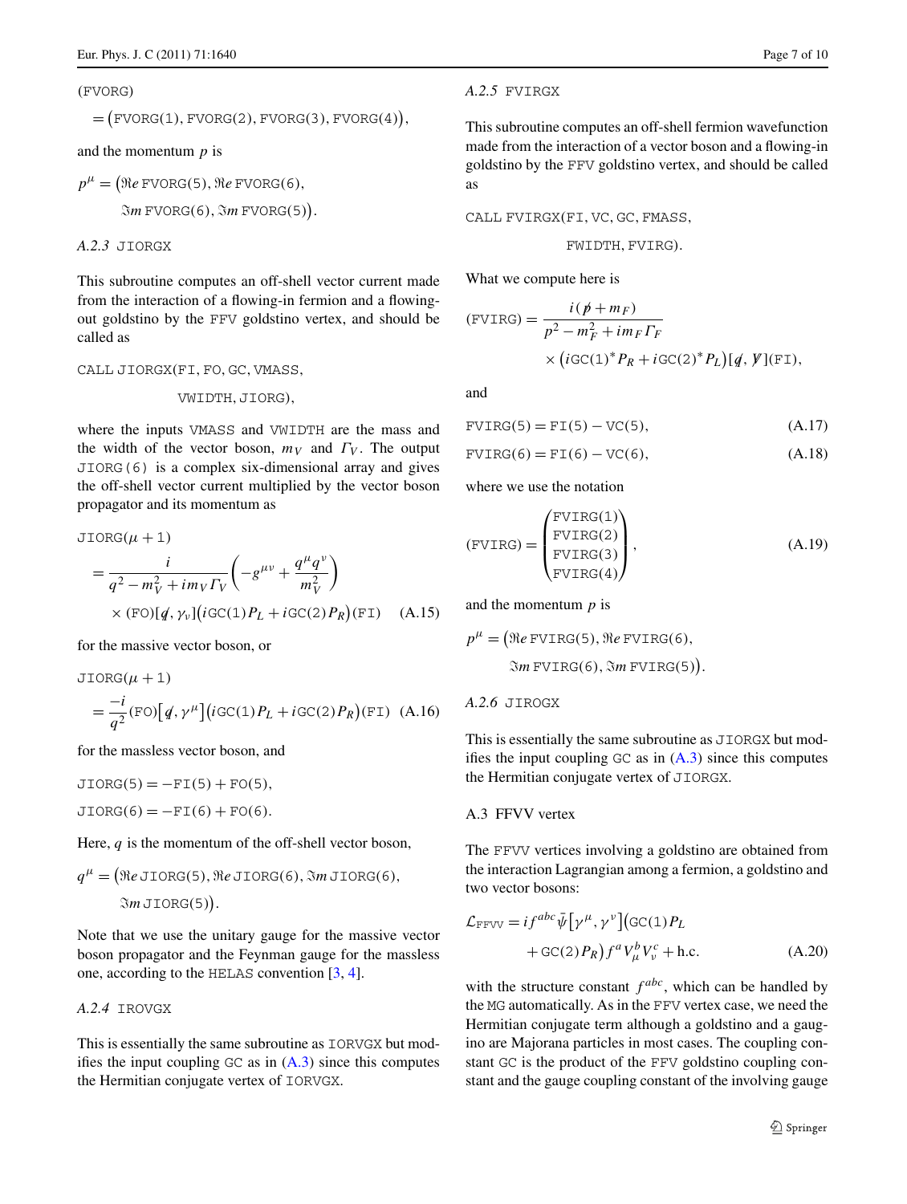$$(\texttt{FVORG}) = \big(\texttt{FVORG(1)}, \texttt{FVORG(2)}, \texttt{FVORG(3)}, \texttt{FVORG(4)}\big),$$

and the momentum $p$ is

$$p^\mu = \big(\Re e\,\texttt{FVORG(5)}, \Re e\,\texttt{FVORG(6)}, \Im m\,\texttt{FVORG(6)}, \Im m\,\texttt{FVORG(5)}\big).$$

#### A.2.3 JIORGX

This subroutine computes an off-shell vector current made from the interaction of a flowing-in fermion and a flowing-out goldstino by the FFV goldstino vertex, and should be called as

```
CALL JIORGX(FI, FO, GC, VMASS,
            VWIDTH, JIORG),
```

where the inputs VMASS and VWIDTH are the mass and the width of the vector boson, $m_V$ and $\Gamma_V$. The output JIORG(6) is a complex six-dimensional array and gives the off-shell vector current multiplied by the vector boson propagator and its momentum as

$$\begin{aligned}\texttt{JIORG}(\mu+1) &= \frac{i}{q^2 - m_V^2 + i m_V \Gamma_V}\left(-g^{\mu\nu} + \frac{q^\mu q^\nu}{m_V^2}\right) \\ &\quad \times (\texttt{FO})[\not{q}, \gamma_\nu]\big(i\texttt{GC(1)} P_L + i\texttt{GC(2)} P_R\big)(\texttt{FI}) \qquad (\text{A.15})\end{aligned}$$

for the massive vector boson, or

$$\texttt{JIORG}(\mu+1) = \frac{-i}{q^2}(\texttt{FO})\big[\not{q}, \gamma^\mu\big]\big(i\texttt{GC(1)} P_L + i\texttt{GC(2)} P_R\big)(\texttt{FI}) \qquad (\text{A.16})$$

for the massless vector boson, and

$$\texttt{JIORG(5)} = -\texttt{FI(5)} + \texttt{FO(5)},$$

$$\texttt{JIORG(6)} = -\texttt{FI(6)} + \texttt{FO(6)}.$$

Here, $q$ is the momentum of the off-shell vector boson,

$$q^\mu = \big(\Re e\,\texttt{JIORG(5)}, \Re e\,\texttt{JIORG(6)}, \Im m\,\texttt{JIORG(6)}, \Im m\,\texttt{JIORG(5)}\big).$$

Note that we use the unitary gauge for the massive vector boson propagator and the Feynman gauge for the massless one, according to the HELAS convention [3, 4].

#### A.2.4 IROVGX

This is essentially the same subroutine as IORVGX but modifies the input coupling GC as in (A.3) since this computes the Hermitian conjugate vertex of IORVGX.

#### A.2.5 FVIRGX

This subroutine computes an off-shell fermion wavefunction made from the interaction of a vector boson and a flowing-in goldstino by the FFV goldstino vertex, and should be called as

```
CALL FVIRGX(FI, VC, GC, FMASS,
            FWIDTH, FVIRG).
```

What we compute here is

$$\begin{aligned}(\texttt{FVIRG}) &= \frac{i(\not{p} + m_F)}{p^2 - m_F^2 + i m_F \Gamma_F} \\ &\quad \times \big(i\texttt{GC(1)}^* P_R + i\texttt{GC(2)}^* P_L\big)[\not{q}, \not{V}](\texttt{FI}),\end{aligned}$$

and

$$\texttt{FVIRG(5)} = \texttt{FI(5)} - \texttt{VC(5)}, \qquad (\text{A.17})$$

$$\texttt{FVIRG(6)} = \texttt{FI(6)} - \texttt{VC(6)}, \qquad (\text{A.18})$$

where we use the notation

$$(\texttt{FVIRG}) = \begin{pmatrix}\texttt{FVIRG(1)}\\ \texttt{FVIRG(2)}\\ \texttt{FVIRG(3)}\\ \texttt{FVIRG(4)}\end{pmatrix}, \qquad (\text{A.19})$$

and the momentum $p$ is

$$p^\mu = \big(\Re e\,\texttt{FVIRG(5)}, \Re e\,\texttt{FVIRG(6)}, \Im m\,\texttt{FVIRG(6)}, \Im m\,\texttt{FVIRG(5)}\big).$$

#### A.2.6 JIROGX

This is essentially the same subroutine as JIORGX but modifies the input coupling GC as in (A.3) since this computes the Hermitian conjugate vertex of JIORGX.

### A.3 FFVV vertex

The FFVV vertices involving a goldstino are obtained from the interaction Lagrangian among a fermion, a goldstino and two vector bosons:

$$\begin{aligned}\mathcal{L}_{\texttt{FFVV}} &= i f^{abc}\,\bar{\psi}\big[\gamma^\mu, \gamma^\nu\big]\big(\texttt{GC(1)} P_L \\ &\quad + \texttt{GC(2)} P_R\big) f^a V_\mu^b V_\nu^c + \text{h.c.} \qquad (\text{A.20})\end{aligned}$$

with the structure constant $f^{abc}$, which can be handled by the MG automatically. As in the FFV vertex case, we need the Hermitian conjugate term although a goldstino and a gaugino are Majorana particles in most cases. The coupling constant GC is the product of the FFV goldstino coupling constant and the gauge coupling constant of the involving gauge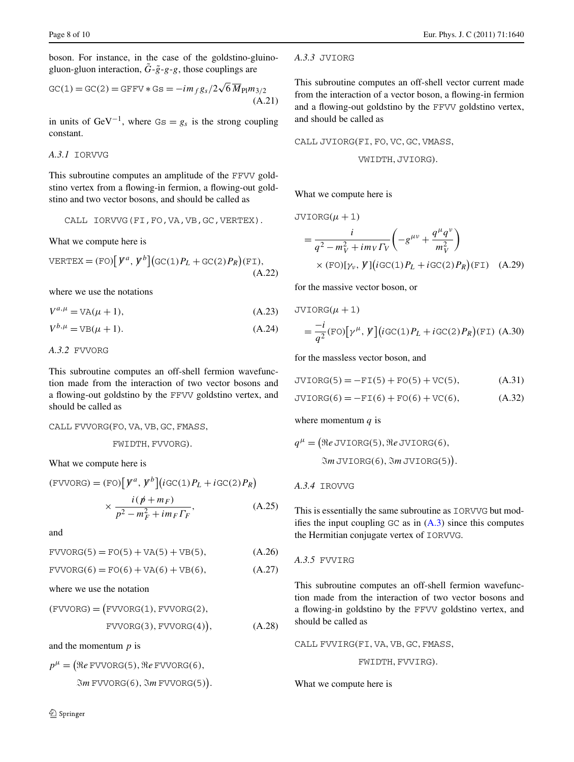boson. For instance, in the case of the goldstino-gluino-gluon-gluon interaction, $\tilde{G}$-$\tilde{g}$-$g$-$g$, those couplings are

$$\texttt{GC}(1) = \texttt{GC}(2) = \texttt{GFFV} * \texttt{Gs} = -im_f g_s / 2\sqrt{6}\,\overline{M}_{\text{Pl}} m_{3/2} \tag{A.21}$$

in units of $\text{GeV}^{-1}$, where $\texttt{Gs} = g_s$ is the strong coupling constant.

### A.3.1 IORVVG

This subroutine computes an amplitude of the FFVV goldstino vertex from a flowing-in fermion, a flowing-out goldstino and two vector bosons, and should be called as

```
CALL IORVVG(FI,FO,VA,VB,GC,VERTEX).
```

What we compute here is

$$\texttt{VERTEX} = (\texttt{FO})\big[\not{V}^a, \not{V}^b\big]\big(\texttt{GC}(1)P_L + \texttt{GC}(2)P_R\big)(\texttt{FI}), \tag{A.22}$$

where we use the notations

$$V^{a,\mu} = \texttt{VA}(\mu+1), \tag{A.23}$$

$$V^{b,\mu} = \texttt{VB}(\mu+1). \tag{A.24}$$

### A.3.2 FVVORG

This subroutine computes an off-shell fermion wavefunction made from the interaction of two vector bosons and a flowing-out goldstino by the FFVV goldstino vertex, and should be called as

```
CALL FVVORG(FO, VA, VB, GC, FMASS,
            FWIDTH, FVVORG).
```

What we compute here is

$$(\texttt{FVVORG}) = (\texttt{FO})\big[\not{V}^a, \not{V}^b\big]\big(i\texttt{GC}(1)P_L + i\texttt{GC}(2)P_R\big) \times \frac{i(\not{p} + m_F)}{p^2 - m_F^2 + im_F\Gamma_F}, \tag{A.25}$$

and

$$\texttt{FVVORG}(5) = \texttt{FO}(5) + \texttt{VA}(5) + \texttt{VB}(5), \tag{A.26}$$

$$\texttt{FVVORG}(6) = \texttt{FO}(6) + \texttt{VA}(6) + \texttt{VB}(6), \tag{A.27}$$

where we use the notation

$$(\texttt{FVVORG}) = \big(\texttt{FVVORG}(1), \texttt{FVVORG}(2), \texttt{FVVORG}(3), \texttt{FVVORG}(4)\big), \tag{A.28}$$

and the momentum $p$ is

$$p^\mu = \big(\Re e\,\texttt{FVVORG}(5), \Re e\,\texttt{FVVORG}(6), \Im m\,\texttt{FVVORG}(6), \Im m\,\texttt{FVVORG}(5)\big).$$

### A.3.3 JVIORG

This subroutine computes an off-shell vector current made from the interaction of a vector boson, a flowing-in fermion and a flowing-out goldstino by the FFVV goldstino vertex, and should be called as

```
CALL JVIORG(FI, FO, VC, GC, VMASS,
            VWIDTH, JVIORG).
```

What we compute here is

$$\texttt{JVIORG}(\mu+1) = \frac{i}{q^2 - m_V^2 + im_V\Gamma_V}\left(-g^{\mu\nu} + \frac{q^\mu q^\nu}{m_V^2}\right) \times (\texttt{FO})[\gamma_\nu, \not{V}]\big(i\texttt{GC}(1)P_L + i\texttt{GC}(2)P_R\big)(\texttt{FI}) \tag{A.29}$$

for the massive vector boson, or

$$\texttt{JVIORG}(\mu+1) = \frac{-i}{q^2}(\texttt{FO})\big[\gamma^\mu, \not{V}\big]\big(i\texttt{GC}(1)P_L + i\texttt{GC}(2)P_R\big)(\texttt{FI}) \tag{A.30}$$

for the massless vector boson, and

$$\texttt{JVIORG}(5) = -\texttt{FI}(5) + \texttt{FO}(5) + \texttt{VC}(5), \tag{A.31}$$

$$\texttt{JVIORG}(6) = -\texttt{FI}(6) + \texttt{FO}(6) + \texttt{VC}(6), \tag{A.32}$$

where momentum $q$ is

$$q^\mu = \big(\Re e\,\texttt{JVIORG}(5), \Re e\,\texttt{JVIORG}(6), \Im m\,\texttt{JVIORG}(6), \Im m\,\texttt{JVIORG}(5)\big).$$

### A.3.4 IROVVG

This is essentially the same subroutine as IORVVG but modifies the input coupling GC as in (A.3) since this computes the Hermitian conjugate vertex of IORVVG.

### A.3.5 FVVIRG

This subroutine computes an off-shell fermion wavefunction made from the interaction of two vector bosons and a flowing-in goldstino by the FFVV goldstino vertex, and should be called as

```
CALL FVVIRG(FI, VA, VB, GC, FMASS,
            FWIDTH, FVVIRG).
```

What we compute here is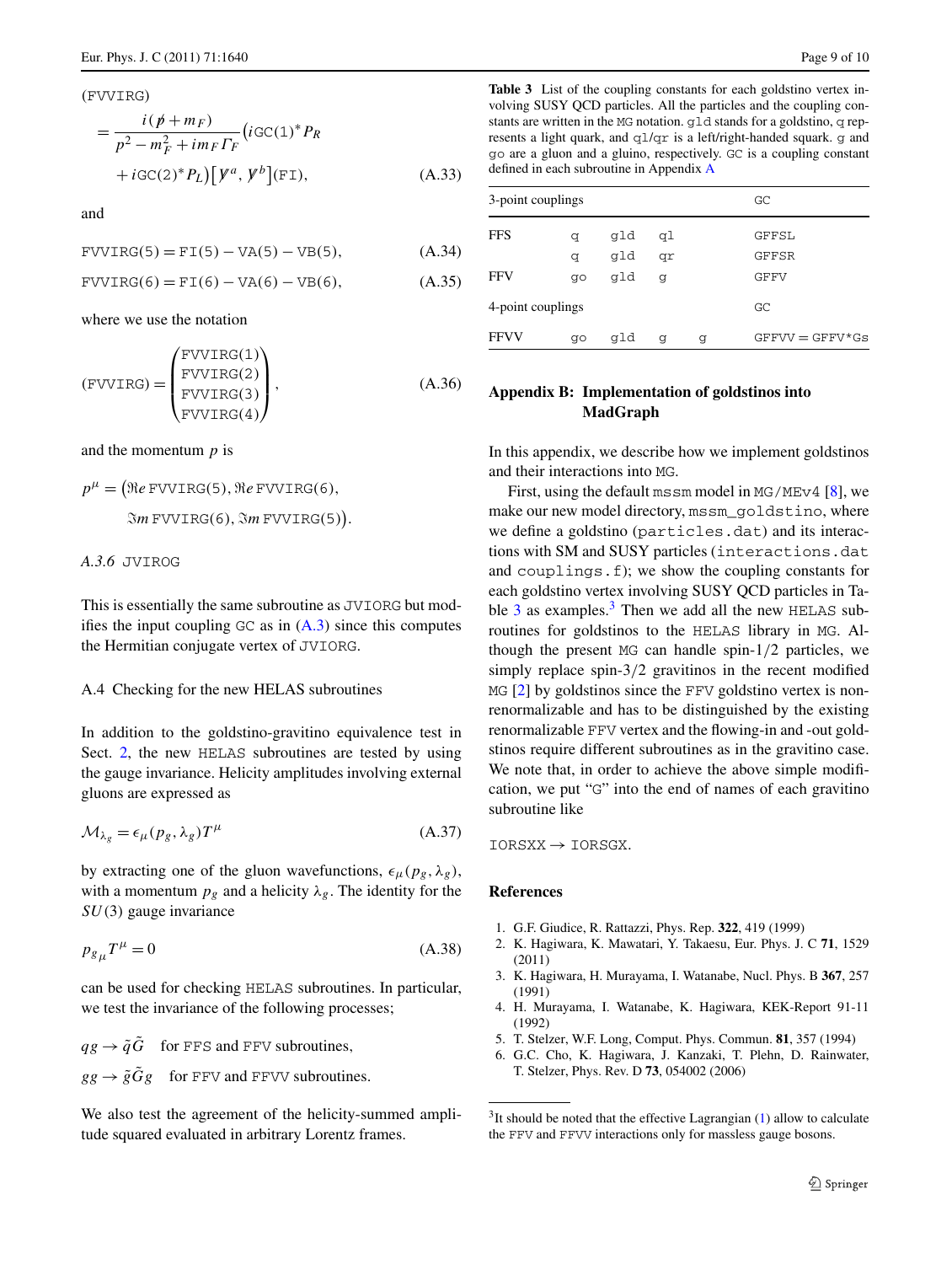(FVVIRG)

$$
= \frac{i(\not{p} + m_F)}{p^2 - m_F^2 + i m_F \Gamma_F} \big( i\mathrm{GC}(1)^* P_R + i\mathrm{GC}(2)^* P_L \big) \big[ \not{V}^a, \not{V}^b \big] (\mathrm{FI}), \tag{A.33}
$$

and

$$
\mathrm{FVVIRG}(5) = \mathrm{FI}(5) - \mathrm{VA}(5) - \mathrm{VB}(5), \tag{A.34}
$$

$$
\mathrm{FVVIRG}(6) = \mathrm{FI}(6) - \mathrm{VA}(6) - \mathrm{VB}(6), \tag{A.35}
$$

where we use the notation

$$
(\mathrm{FVVIRG}) = \begin{pmatrix} \mathrm{FVVIRG}(1) \\ \mathrm{FVVIRG}(2) \\ \mathrm{FVVIRG}(3) \\ \mathrm{FVVIRG}(4) \end{pmatrix}, \tag{A.36}
$$

and the momentum $p$ is

$$
p^\mu = \big( \Re e\,\mathrm{FVVIRG}(5), \Re e\,\mathrm{FVVIRG}(6), \Im m\,\mathrm{FVVIRG}(6), \Im m\,\mathrm{FVVIRG}(5) \big).
$$

#### A.3.6 JVIROG

This is essentially the same subroutine as JVIORG but modifies the input coupling GC as in (A.3) since this computes the Hermitian conjugate vertex of JVIORG.

### A.4 Checking for the new HELAS subroutines

In addition to the goldstino-gravitino equivalence test in Sect. 2, the new HELAS subroutines are tested by using the gauge invariance. Helicity amplitudes involving external gluons are expressed as

$$
\mathcal{M}_{\lambda_g} = \epsilon_\mu(p_g, \lambda_g) T^\mu \tag{A.37}
$$

by extracting one of the gluon wavefunctions, $\epsilon_\mu(p_g, \lambda_g)$, with a momentum $p_g$ and a helicity $\lambda_g$. The identity for the $SU(3)$ gauge invariance

$$
p_{g_\mu} T^\mu = 0 \tag{A.38}
$$

can be used for checking HELAS subroutines. In particular, we test the invariance of the following processes;

$qg \to \tilde{q}\tilde{G}$ for FFS and FFV subroutines,

$gg \to \tilde{g}\tilde{G}g$ for FFV and FFVV subroutines.

We also test the agreement of the helicity-summed amplitude squared evaluated in arbitrary Lorentz frames.

**Table 3** List of the coupling constants for each goldstino vertex involving SUSY QCD particles. All the particles and the coupling constants are written in the MG notation. gld stands for a goldstino, q represents a light quark, and ql/qr is a left/right-handed squark. g and go are a gluon and a gluino, respectively. GC is a coupling constant defined in each subroutine in Appendix A

| 3-point couplings | | | | | GC |
|---|---|---|---|---|---|
| FFS | q | gld | ql | | GFFSL |
| | q | gld | qr | | GFFSR |
| FFV | go | gld | g | | GFFV |
| 4-point couplings | | | | | GC |
| FFVV | go | gld | g | g | GFFVV = GFFV*Gs |

## Appendix B: Implementation of goldstinos into MadGraph

In this appendix, we describe how we implement goldstinos and their interactions into MG.

First, using the default mssm model in MG/MEv4 [8], we make our new model directory, mssm_goldstino, where we define a goldstino (particles.dat) and its interactions with SM and SUSY particles (interactions.dat and couplings.f); we show the coupling constants for each goldstino vertex involving SUSY QCD particles in Table 3 as examples.[3] Then we add all the new HELAS subroutines for goldstinos to the HELAS library in MG. Although the present MG can handle spin-1/2 particles, we simply replace spin-3/2 gravitinos in the recent modified MG [2] by goldstinos since the FFV goldstino vertex is nonrenormalizable and has to be distinguished by the existing renormalizable FFV vertex and the flowing-in and -out goldstinos require different subroutines as in the gravitino case. We note that, in order to achieve the above simple modification, we put "G" into the end of names of each gravitino subroutine like

IORSXX → IORSGX.

## References

1. G.F. Giudice, R. Rattazzi, Phys. Rep. **322**, 419 (1999)
2. K. Hagiwara, K. Mawatari, Y. Takaesu, Eur. Phys. J. C **71**, 1529 (2011)
3. K. Hagiwara, H. Murayama, I. Watanabe, Nucl. Phys. B **367**, 257 (1991)
4. H. Murayama, I. Watanabe, K. Hagiwara, KEK-Report 91-11 (1992)
5. T. Stelzer, W.F. Long, Comput. Phys. Commun. **81**, 357 (1994)
6. G.C. Cho, K. Hagiwara, J. Kanzaki, T. Plehn, D. Rainwater, T. Stelzer, Phys. Rev. D **73**, 054002 (2006)

[3] It should be noted that the effective Lagrangian (1) allow to calculate the FFV and FFVV interactions only for massless gauge bosons.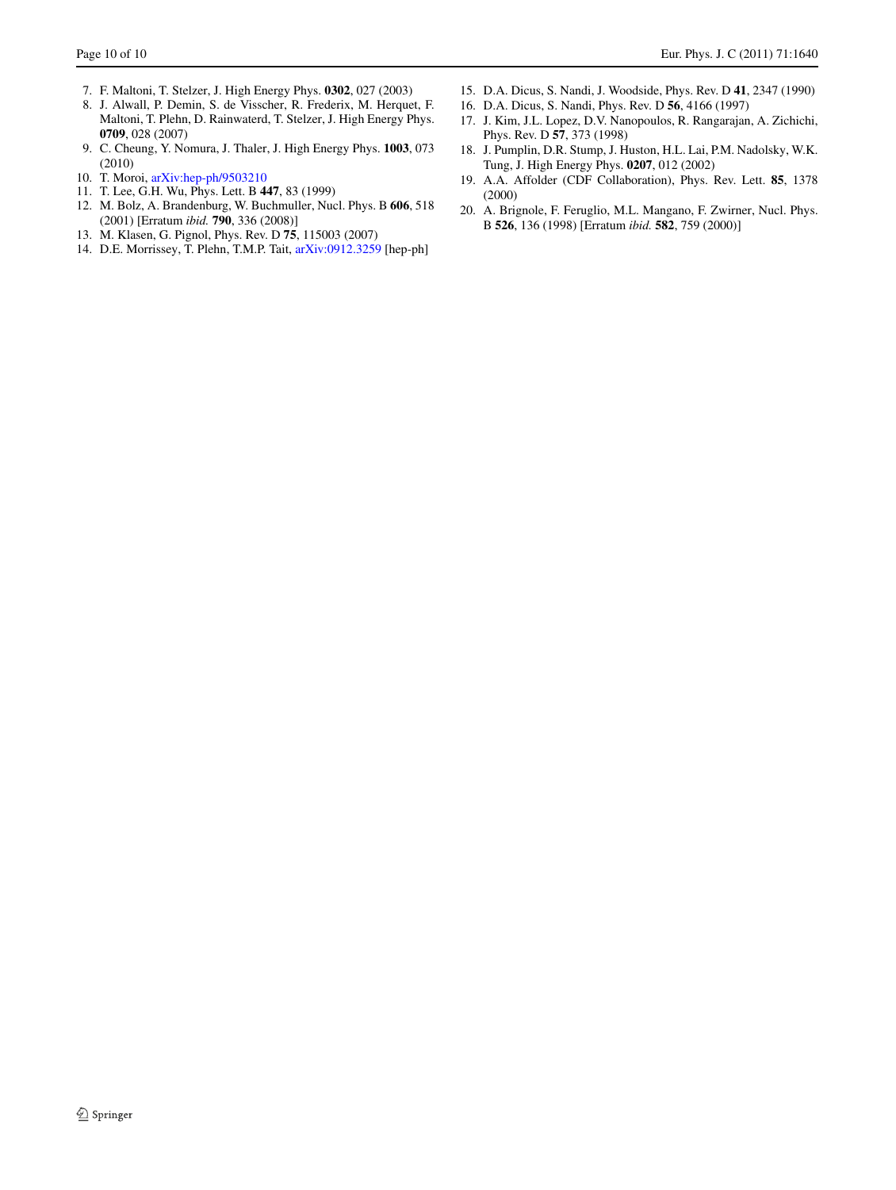7. F. Maltoni, T. Stelzer, J. High Energy Phys. **0302**, 027 (2003)
8. J. Alwall, P. Demin, S. de Visscher, R. Frederix, M. Herquet, F. Maltoni, T. Plehn, D. Rainwaterd, T. Stelzer, J. High Energy Phys. **0709**, 028 (2007)
9. C. Cheung, Y. Nomura, J. Thaler, J. High Energy Phys. **1003**, 073 (2010)
10. T. Moroi, arXiv:hep-ph/9503210
11. T. Lee, G.H. Wu, Phys. Lett. B **447**, 83 (1999)
12. M. Bolz, A. Brandenburg, W. Buchmuller, Nucl. Phys. B **606**, 518 (2001) [Erratum *ibid.* **790**, 336 (2008)]
13. M. Klasen, G. Pignol, Phys. Rev. D **75**, 115003 (2007)
14. D.E. Morrissey, T. Plehn, T.M.P. Tait, arXiv:0912.3259 [hep-ph]
15. D.A. Dicus, S. Nandi, J. Woodside, Phys. Rev. D **41**, 2347 (1990)
16. D.A. Dicus, S. Nandi, Phys. Rev. D **56**, 4166 (1997)
17. J. Kim, J.L. Lopez, D.V. Nanopoulos, R. Rangarajan, A. Zichichi, Phys. Rev. D **57**, 373 (1998)
18. J. Pumplin, D.R. Stump, J. Huston, H.L. Lai, P.M. Nadolsky, W.K. Tung, J. High Energy Phys. **0207**, 012 (2002)
19. A.A. Affolder (CDF Collaboration), Phys. Rev. Lett. **85**, 1378 (2000)
20. A. Brignole, F. Feruglio, M.L. Mangano, F. Zwirner, Nucl. Phys. B **526**, 136 (1998) [Erratum *ibid.* **582**, 759 (2000)]